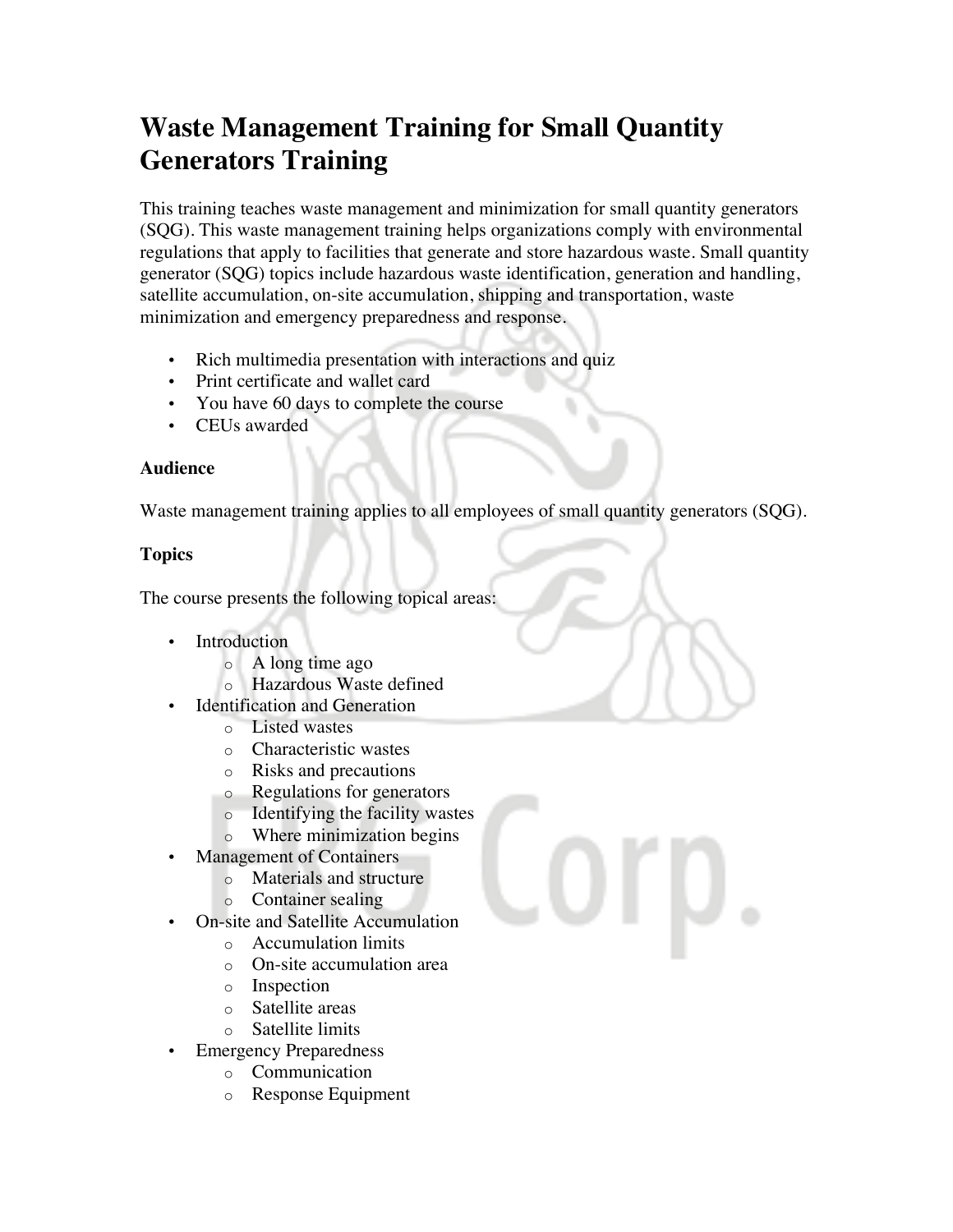# Waste Management Training for Small Quantity Generators Training

This training teaches waste management and minimization for small quantity generators (SQG). This waste management training helps organizations comply with environmental regulations that apply to facilities that generate and store hazardous waste. Small quantity generator (SQG) topics include hazardous waste identification, generation and handling, satellite accumulation, on-site accumulation, shipping and transportation, waste minimization and emergency preparedness and response.

- Rich multimedia presentation with interactions and quiz
- Print certificate and wallet card
- You have 60 days to complete the course
- CEUs awarded

**Audience**

Waste management training applies to all employees of small quantity generators (SQG).

**Topics**

The course presents the following topical areas:

- Introduction
  - A long time ago
  - Hazardous Waste defined
- Identification and Generation
  - Listed wastes
  - Characteristic wastes
  - Risks and precautions
  - Regulations for generators
  - Identifying the facility wastes
  - Where minimization begins
- Management of Containers
  - Materials and structure
  - Container sealing
- On-site and Satellite Accumulation
  - Accumulation limits
  - On-site accumulation area
  - Inspection
  - Satellite areas
  - Satellite limits
- Emergency Preparedness
  - Communication
  - Response Equipment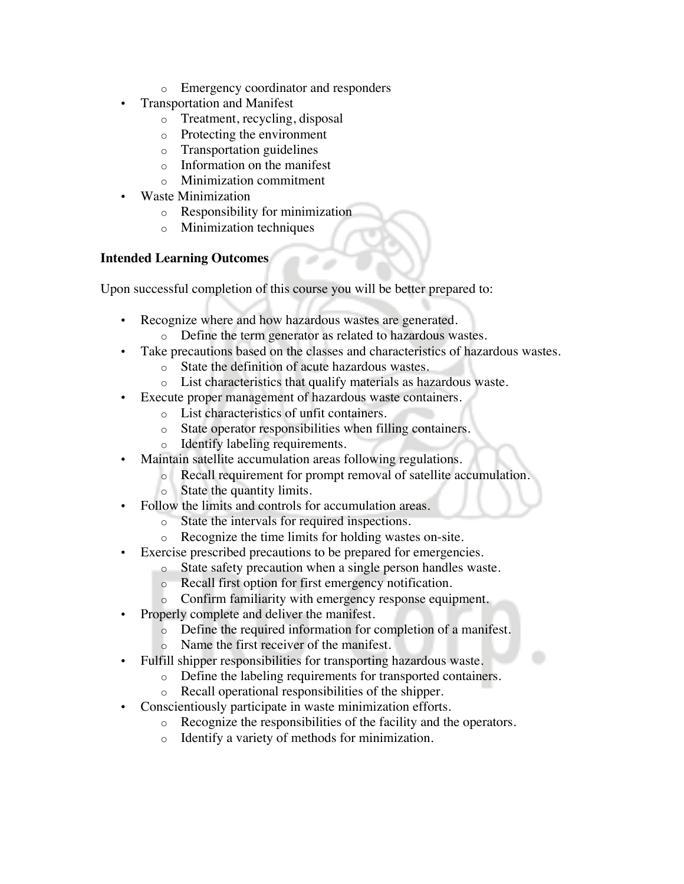- Emergency coordinator and responders
- Transportation and Manifest
    - Treatment, recycling, disposal
    - Protecting the environment
    - Transportation guidelines
    - Information on the manifest
    - Minimization commitment
- Waste Minimization
    - Responsibility for minimization
    - Minimization techniques

**Intended Learning Outcomes**

Upon successful completion of this course you will be better prepared to:

- Recognize where and how hazardous wastes are generated.
    - Define the term generator as related to hazardous wastes.
- Take precautions based on the classes and characteristics of hazardous wastes.
    - State the definition of acute hazardous wastes.
    - List characteristics that qualify materials as hazardous waste.
- Execute proper management of hazardous waste containers.
    - List characteristics of unfit containers.
    - State operator responsibilities when filling containers.
    - Identify labeling requirements.
- Maintain satellite accumulation areas following regulations.
    - Recall requirement for prompt removal of satellite accumulation.
    - State the quantity limits.
- Follow the limits and controls for accumulation areas.
    - State the intervals for required inspections.
    - Recognize the time limits for holding wastes on-site.
- Exercise prescribed precautions to be prepared for emergencies.
    - State safety precaution when a single person handles waste.
    - Recall first option for first emergency notification.
    - Confirm familiarity with emergency response equipment.
- Properly complete and deliver the manifest.
    - Define the required information for completion of a manifest.
    - Name the first receiver of the manifest.
- Fulfill shipper responsibilities for transporting hazardous waste.
    - Define the labeling requirements for transported containers.
    - Recall operational responsibilities of the shipper.
- Conscientiously participate in waste minimization efforts.
    - Recognize the responsibilities of the facility and the operators.
    - Identify a variety of methods for minimization.